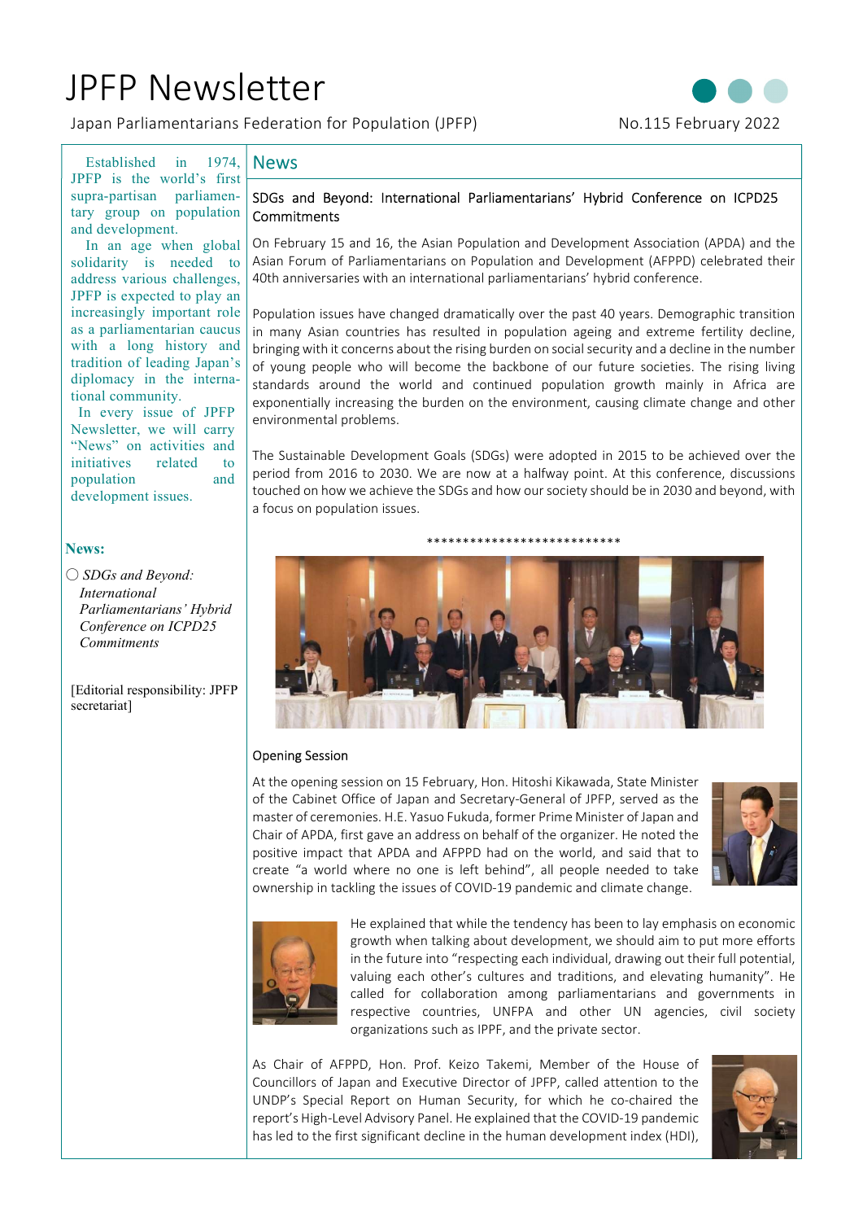# JPFP Newsletter

Japan Parliamentarians Federation for Population (JPFP)

No.115 February 2022

Established in 1974, JPFP is the world's first supra-partisan parliamentary group on population and development.

In an age when global solidarity is needed to address various challenges, JPFP is expected to play an increasingly important role as a parliamentarian caucus with a long history and tradition of leading Japan's diplomacy in the international community.

In every issue of JPFP Newsletter, we will carry "News" on activities and initiatives related to population and development issues.

**News:**

○ *SDGs and Beyond: International Parliamentarians' Hybrid Conference on ICPD25 Commitments*

[Editorial responsibility: JPFP secretariat]

## News

### SDGs and Beyond: International Parliamentarians' Hybrid Conference on ICPD25 Commitments

On February 15 and 16, the Asian Population and Development Association (APDA) and the Asian Forum of Parliamentarians on Population and Development (AFPPD) celebrated their 40th anniversaries with an international parliamentarians' hybrid conference.

Population issues have changed dramatically over the past 40 years. Demographic transition in many Asian countries has resulted in population ageing and extreme fertility decline, bringing with it concerns about the rising burden on social security and a decline in the number of young people who will become the backbone of our future societies. The rising living standards around the world and continued population growth mainly in Africa are exponentially increasing the burden on the environment, causing climate change and other environmental problems.

The Sustainable Development Goals (SDGs) were adopted in 2015 to be achieved over the period from 2016 to 2030. We are now at a halfway point. At this conference, discussions touched on how we achieve the SDGs and how our society should be in 2030 and beyond, with a focus on population issues.

***************************

### Opening Session

At the opening session on 15 February, Hon. Hitoshi Kikawada, State Minister of the Cabinet Office of Japan and Secretary-General of JPFP, served as the master of ceremonies. H.E. Yasuo Fukuda, former Prime Minister of Japan and Chair of APDA, first gave an address on behalf of the organizer. He noted the positive impact that APDA and AFPPD had on the world, and said that to create "a world where no one is left behind", all people needed to take ownership in tackling the issues of COVID-19 pandemic and climate change.

He explained that while the tendency has been to lay emphasis on economic growth when talking about development, we should aim to put more efforts in the future into "respecting each individual, drawing out their full potential, valuing each other's cultures and traditions, and elevating humanity". He called for collaboration among parliamentarians and governments in respective countries, UNFPA and other UN agencies, civil society organizations such as IPPF, and the private sector.

As Chair of AFPPD, Hon. Prof. Keizo Takemi, Member of the House of Councillors of Japan and Executive Director of JPFP, called attention to the UNDP's Special Report on Human Security, for which he co-chaired the report's High-Level Advisory Panel. He explained that the COVID-19 pandemic has led to the first significant decline in the human development index (HDI),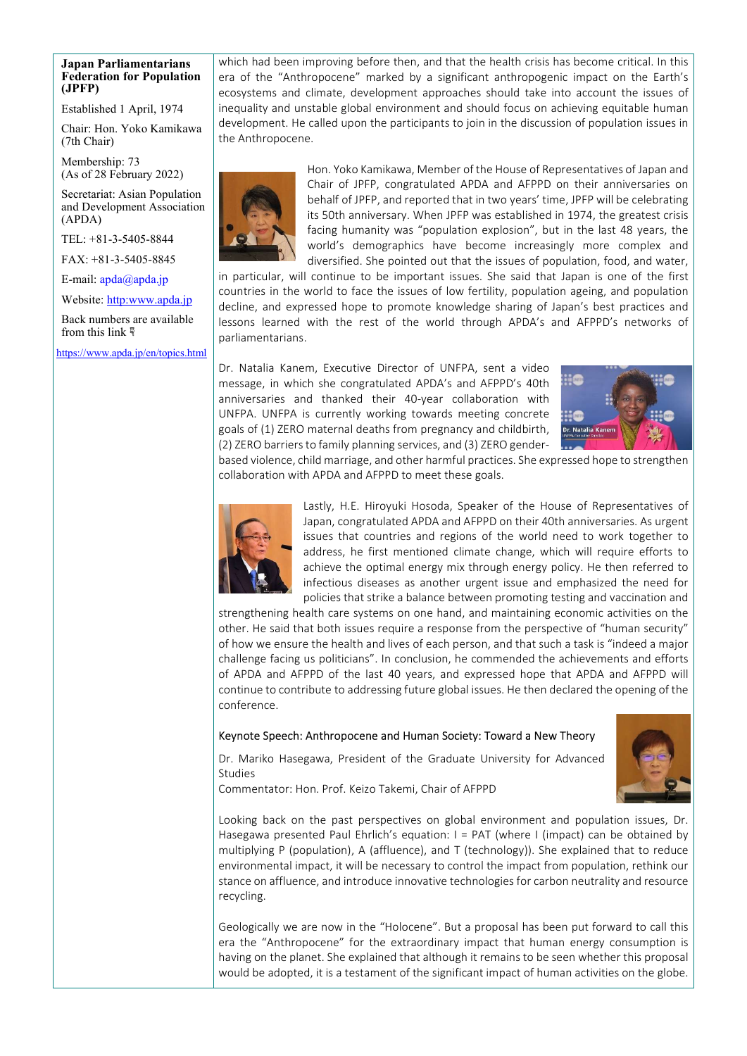**Japan Parliamentarians Federation for Population (JPFP)**

Established 1 April, 1974

Chair: Hon. Yoko Kamikawa (7th Chair)

Membership: 73
(As of 28 February 2022)

Secretariat: Asian Population and Development Association (APDA)

TEL: +81-3-5405-8844

FAX: +81-3-5405-8845

E-mail: apda@apda.jp

Website: http:www.apda.jp

Back numbers are available from this link ☟

https://www.apda.jp/en/topics.html

which had been improving before then, and that the health crisis has become critical. In this era of the "Anthropocene" marked by a significant anthropogenic impact on the Earth's ecosystems and climate, development approaches should take into account the issues of inequality and unstable global environment and should focus on achieving equitable human development. He called upon the participants to join in the discussion of population issues in the Anthropocene.

Hon. Yoko Kamikawa, Member of the House of Representatives of Japan and Chair of JPFP, congratulated APDA and AFPPD on their anniversaries on behalf of JPFP, and reported that in two years' time, JPFP will be celebrating its 50th anniversary. When JPFP was established in 1974, the greatest crisis facing humanity was "population explosion", but in the last 48 years, the world's demographics have become increasingly more complex and diversified. She pointed out that the issues of population, food, and water, in particular, will continue to be important issues. She said that Japan is one of the first countries in the world to face the issues of low fertility, population ageing, and population decline, and expressed hope to promote knowledge sharing of Japan's best practices and lessons learned with the rest of the world through APDA's and AFPPD's networks of parliamentarians.

Dr. Natalia Kanem, Executive Director of UNFPA, sent a video message, in which she congratulated APDA's and AFPPD's 40th anniversaries and thanked their 40-year collaboration with UNFPA. UNFPA is currently working towards meeting concrete goals of (1) ZERO maternal deaths from pregnancy and childbirth, (2) ZERO barriers to family planning services, and (3) ZERO gender-based violence, child marriage, and other harmful practices. She expressed hope to strengthen collaboration with APDA and AFPPD to meet these goals.

Lastly, H.E. Hiroyuki Hosoda, Speaker of the House of Representatives of Japan, congratulated APDA and AFPPD on their 40th anniversaries. As urgent issues that countries and regions of the world need to work together to address, he first mentioned climate change, which will require efforts to achieve the optimal energy mix through energy policy. He then referred to infectious diseases as another urgent issue and emphasized the need for policies that strike a balance between promoting testing and vaccination and strengthening health care systems on one hand, and maintaining economic activities on the other. He said that both issues require a response from the perspective of "human security" of how we ensure the health and lives of each person, and that such a task is "indeed a major challenge facing us politicians". In conclusion, he commended the achievements and efforts of APDA and AFPPD of the last 40 years, and expressed hope that APDA and AFPPD will continue to contribute to addressing future global issues. He then declared the opening of the conference.

### Keynote Speech: Anthropocene and Human Society: Toward a New Theory

Dr. Mariko Hasegawa, President of the Graduate University for Advanced Studies
Commentator: Hon. Prof. Keizo Takemi, Chair of AFPPD

Looking back on the past perspectives on global environment and population issues, Dr. Hasegawa presented Paul Ehrlich's equation: $I = PAT$ (where I (impact) can be obtained by multiplying P (population), A (affluence), and T (technology)). She explained that to reduce environmental impact, it will be necessary to control the impact from population, rethink our stance on affluence, and introduce innovative technologies for carbon neutrality and resource recycling.

Geologically we are now in the "Holocene". But a proposal has been put forward to call this era the "Anthropocene" for the extraordinary impact that human energy consumption is having on the planet. She explained that although it remains to be seen whether this proposal would be adopted, it is a testament of the significant impact of human activities on the globe.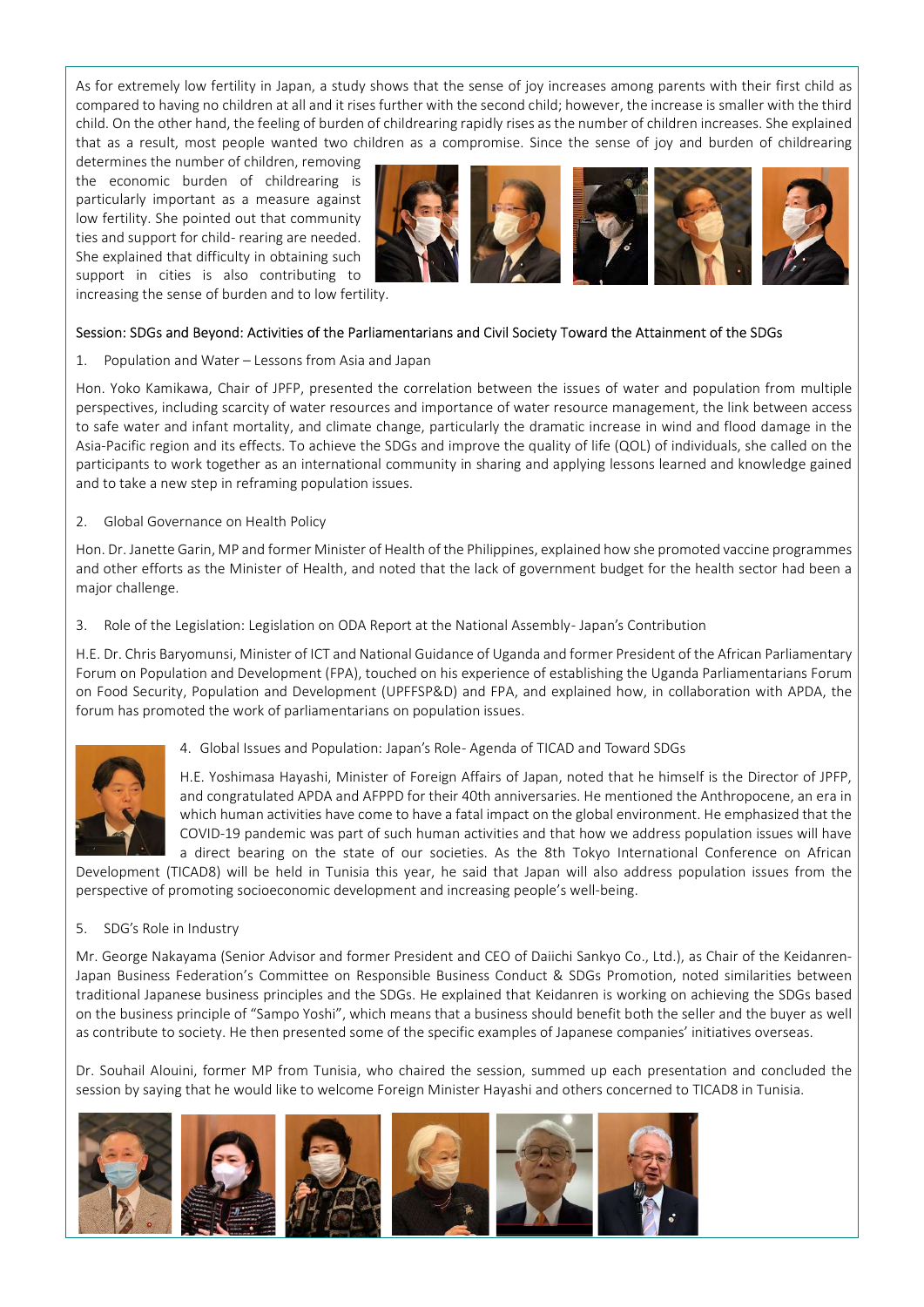As for extremely low fertility in Japan, a study shows that the sense of joy increases among parents with their first child as compared to having no children at all and it rises further with the second child; however, the increase is smaller with the third child. On the other hand, the feeling of burden of childrearing rapidly rises as the number of children increases. She explained that as a result, most people wanted two children as a compromise. Since the sense of joy and burden of childrearing determines the number of children, removing the economic burden of childrearing is particularly important as a measure against low fertility. She pointed out that community ties and support for child- rearing are needed. She explained that difficulty in obtaining such support in cities is also contributing to increasing the sense of burden and to low fertility.

## Session: SDGs and Beyond: Activities of the Parliamentarians and Civil Society Toward the Attainment of the SDGs

1. Population and Water – Lessons from Asia and Japan

Hon. Yoko Kamikawa, Chair of JPFP, presented the correlation between the issues of water and population from multiple perspectives, including scarcity of water resources and importance of water resource management, the link between access to safe water and infant mortality, and climate change, particularly the dramatic increase in wind and flood damage in the Asia-Pacific region and its effects. To achieve the SDGs and improve the quality of life (QOL) of individuals, she called on the participants to work together as an international community in sharing and applying lessons learned and knowledge gained and to take a new step in reframing population issues.

2. Global Governance on Health Policy

Hon. Dr. Janette Garin, MP and former Minister of Health of the Philippines, explained how she promoted vaccine programmes and other efforts as the Minister of Health, and noted that the lack of government budget for the health sector had been a major challenge.

3. Role of the Legislation: Legislation on ODA Report at the National Assembly- Japan's Contribution

H.E. Dr. Chris Baryomunsi, Minister of ICT and National Guidance of Uganda and former President of the African Parliamentary Forum on Population and Development (FPA), touched on his experience of establishing the Uganda Parliamentarians Forum on Food Security, Population and Development (UPFFSP&D) and FPA, and explained how, in collaboration with APDA, the forum has promoted the work of parliamentarians on population issues.

4. Global Issues and Population: Japan's Role- Agenda of TICAD and Toward SDGs

H.E. Yoshimasa Hayashi, Minister of Foreign Affairs of Japan, noted that he himself is the Director of JPFP, and congratulated APDA and AFPPD for their 40th anniversaries. He mentioned the Anthropocene, an era in which human activities have come to have a fatal impact on the global environment. He emphasized that the COVID-19 pandemic was part of such human activities and that how we address population issues will have a direct bearing on the state of our societies. As the 8th Tokyo International Conference on African Development (TICAD8) will be held in Tunisia this year, he said that Japan will also address population issues from the perspective of promoting socioeconomic development and increasing people's well-being.

5. SDG's Role in Industry

Mr. George Nakayama (Senior Advisor and former President and CEO of Daiichi Sankyo Co., Ltd.), as Chair of the Keidanren-Japan Business Federation's Committee on Responsible Business Conduct & SDGs Promotion, noted similarities between traditional Japanese business principles and the SDGs. He explained that Keidanren is working on achieving the SDGs based on the business principle of "Sampo Yoshi", which means that a business should benefit both the seller and the buyer as well as contribute to society. He then presented some of the specific examples of Japanese companies' initiatives overseas.

Dr. Souhail Alouini, former MP from Tunisia, who chaired the session, summed up each presentation and concluded the session by saying that he would like to welcome Foreign Minister Hayashi and others concerned to TICAD8 in Tunisia.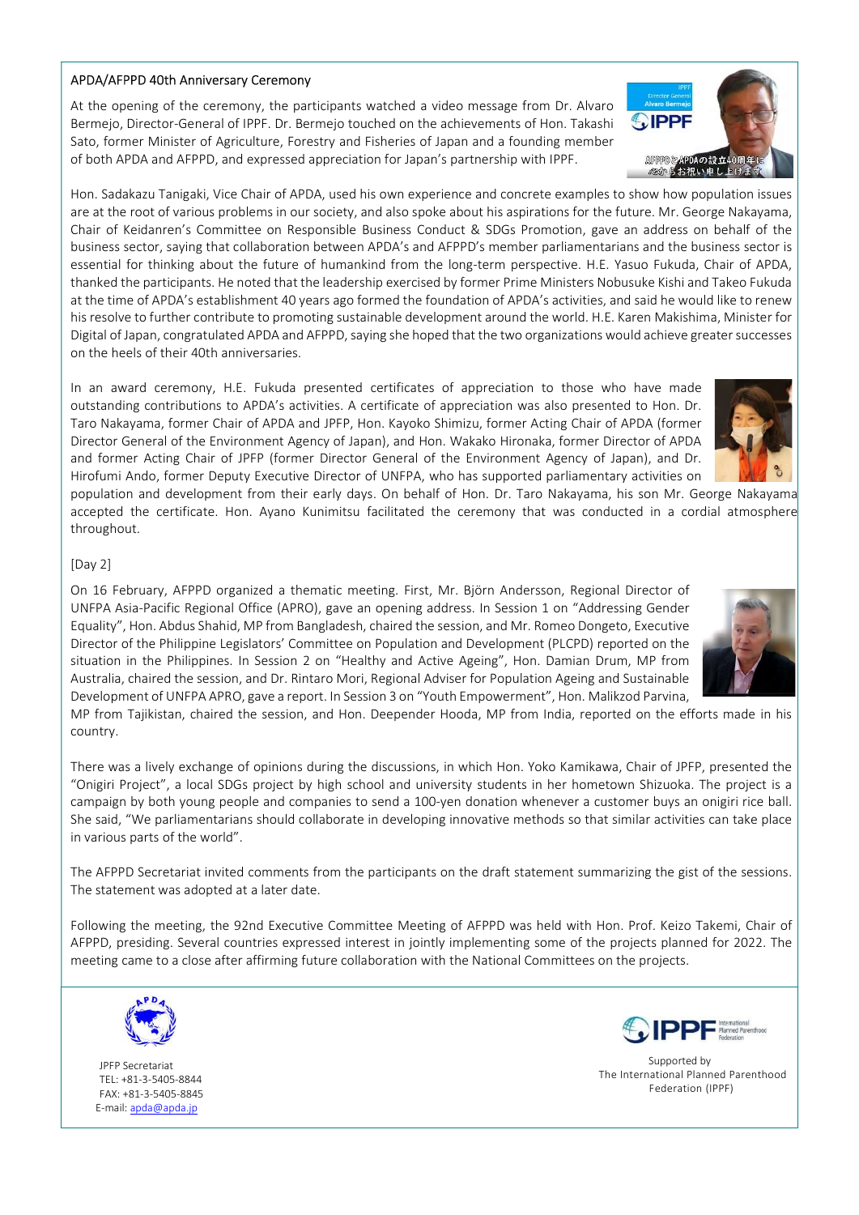APDA/AFPPD 40th Anniversary Ceremony

At the opening of the ceremony, the participants watched a video message from Dr. Alvaro Bermejo, Director-General of IPPF. Dr. Bermejo touched on the achievements of Hon. Takashi Sato, former Minister of Agriculture, Forestry and Fisheries of Japan and a founding member of both APDA and AFPPD, and expressed appreciation for Japan's partnership with IPPF.

Hon. Sadakazu Tanigaki, Vice Chair of APDA, used his own experience and concrete examples to show how population issues are at the root of various problems in our society, and also spoke about his aspirations for the future. Mr. George Nakayama, Chair of Keidanren's Committee on Responsible Business Conduct & SDGs Promotion, gave an address on behalf of the business sector, saying that collaboration between APDA's and AFPPD's member parliamentarians and the business sector is essential for thinking about the future of humankind from the long-term perspective. H.E. Yasuo Fukuda, Chair of APDA, thanked the participants. He noted that the leadership exercised by former Prime Ministers Nobusuke Kishi and Takeo Fukuda at the time of APDA's establishment 40 years ago formed the foundation of APDA's activities, and said he would like to renew his resolve to further contribute to promoting sustainable development around the world. H.E. Karen Makishima, Minister for Digital of Japan, congratulated APDA and AFPPD, saying she hoped that the two organizations would achieve greater successes on the heels of their 40th anniversaries.

In an award ceremony, H.E. Fukuda presented certificates of appreciation to those who have made outstanding contributions to APDA's activities. A certificate of appreciation was also presented to Hon. Dr. Taro Nakayama, former Chair of APDA and JPFP, Hon. Kayoko Shimizu, former Acting Chair of APDA (former Director General of the Environment Agency of Japan), and Hon. Wakako Hironaka, former Director of APDA and former Acting Chair of JPFP (former Director General of the Environment Agency of Japan), and Dr. Hirofumi Ando, former Deputy Executive Director of UNFPA, who has supported parliamentary activities on population and development from their early days. On behalf of Hon. Dr. Taro Nakayama, his son Mr. George Nakayama accepted the certificate. Hon. Ayano Kunimitsu facilitated the ceremony that was conducted in a cordial atmosphere throughout.

[Day 2]

On 16 February, AFPPD organized a thematic meeting. First, Mr. Björn Andersson, Regional Director of UNFPA Asia-Pacific Regional Office (APRO), gave an opening address. In Session 1 on "Addressing Gender Equality", Hon. Abdus Shahid, MP from Bangladesh, chaired the session, and Mr. Romeo Dongeto, Executive Director of the Philippine Legislators' Committee on Population and Development (PLCPD) reported on the situation in the Philippines. In Session 2 on "Healthy and Active Ageing", Hon. Damian Drum, MP from Australia, chaired the session, and Dr. Rintaro Mori, Regional Adviser for Population Ageing and Sustainable Development of UNFPA APRO, gave a report. In Session 3 on "Youth Empowerment", Hon. Malikzod Parvina, MP from Tajikistan, chaired the session, and Hon. Deepender Hooda, MP from India, reported on the efforts made in his country.

There was a lively exchange of opinions during the discussions, in which Hon. Yoko Kamikawa, Chair of JPFP, presented the "Onigiri Project", a local SDGs project by high school and university students in her hometown Shizuoka. The project is a campaign by both young people and companies to send a 100-yen donation whenever a customer buys an onigiri rice ball. She said, "We parliamentarians should collaborate in developing innovative methods so that similar activities can take place in various parts of the world".

The AFPPD Secretariat invited comments from the participants on the draft statement summarizing the gist of the sessions. The statement was adopted at a later date.

Following the meeting, the 92nd Executive Committee Meeting of AFPPD was held with Hon. Prof. Keizo Takemi, Chair of AFPPD, presiding. Several countries expressed interest in jointly implementing some of the projects planned for 2022. The meeting came to a close after affirming future collaboration with the National Committees on the projects.

JPFP Secretariat
TEL: +81-3-5405-8844
FAX: +81-3-5405-8845
E-mail: apda@apda.jp

Supported by
The International Planned Parenthood Federation (IPPF)